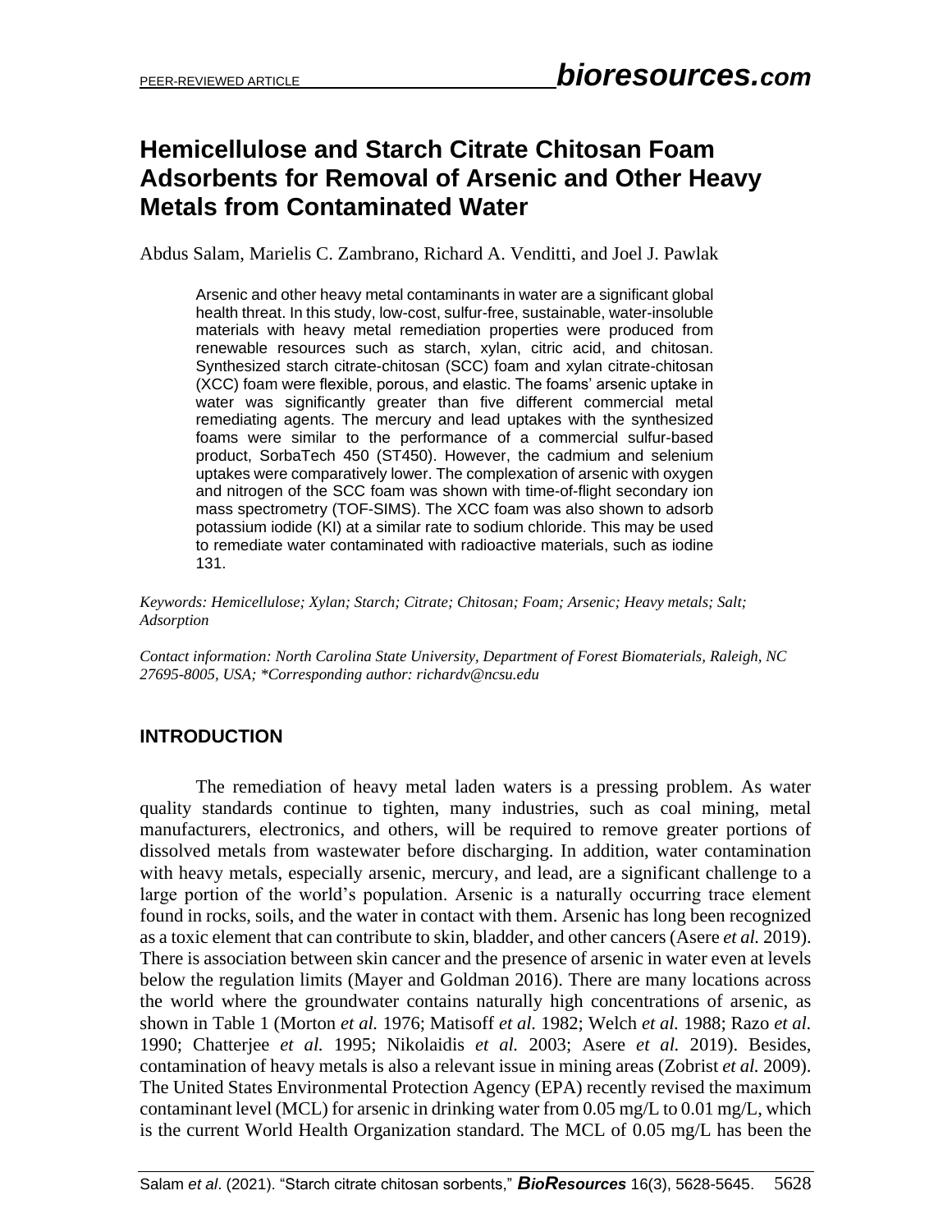# Hemicellulose and Starch Citrate Chitosan Foam Adsorbents for Removal of Arsenic and Other Heavy Metals from Contaminated Water

Abdus Salam, Marielis C. Zambrano, Richard A. Venditti, and Joel J. Pawlak

Arsenic and other heavy metal contaminants in water are a significant global health threat. In this study, low-cost, sulfur-free, sustainable, water-insoluble materials with heavy metal remediation properties were produced from renewable resources such as starch, xylan, citric acid, and chitosan. Synthesized starch citrate-chitosan (SCC) foam and xylan citrate-chitosan (XCC) foam were flexible, porous, and elastic. The foams' arsenic uptake in water was significantly greater than five different commercial metal remediating agents. The mercury and lead uptakes with the synthesized foams were similar to the performance of a commercial sulfur-based product, SorbaTech 450 (ST450). However, the cadmium and selenium uptakes were comparatively lower. The complexation of arsenic with oxygen and nitrogen of the SCC foam was shown with time-of-flight secondary ion mass spectrometry (TOF-SIMS). The XCC foam was also shown to adsorb potassium iodide (KI) at a similar rate to sodium chloride. This may be used to remediate water contaminated with radioactive materials, such as iodine 131.

*Keywords: Hemicellulose; Xylan; Starch; Citrate; Chitosan; Foam; Arsenic; Heavy metals; Salt; Adsorption*

*Contact information: North Carolina State University, Department of Forest Biomaterials, Raleigh, NC 27695-8005, USA; \*Corresponding author: richardv@ncsu.edu*

## INTRODUCTION

The remediation of heavy metal laden waters is a pressing problem. As water quality standards continue to tighten, many industries, such as coal mining, metal manufacturers, electronics, and others, will be required to remove greater portions of dissolved metals from wastewater before discharging. In addition, water contamination with heavy metals, especially arsenic, mercury, and lead, are a significant challenge to a large portion of the world's population. Arsenic is a naturally occurring trace element found in rocks, soils, and the water in contact with them. Arsenic has long been recognized as a toxic element that can contribute to skin, bladder, and other cancers (Asere *et al.* 2019). There is association between skin cancer and the presence of arsenic in water even at levels below the regulation limits (Mayer and Goldman 2016). There are many locations across the world where the groundwater contains naturally high concentrations of arsenic, as shown in Table 1 (Morton *et al.* 1976; Matisoff *et al.* 1982; Welch *et al.* 1988; Razo *et al.* 1990; Chatterjee *et al.* 1995; Nikolaidis *et al.* 2003; Asere *et al.* 2019). Besides, contamination of heavy metals is also a relevant issue in mining areas (Zobrist *et al.* 2009). The United States Environmental Protection Agency (EPA) recently revised the maximum contaminant level (MCL) for arsenic in drinking water from 0.05 mg/L to 0.01 mg/L, which is the current World Health Organization standard. The MCL of 0.05 mg/L has been the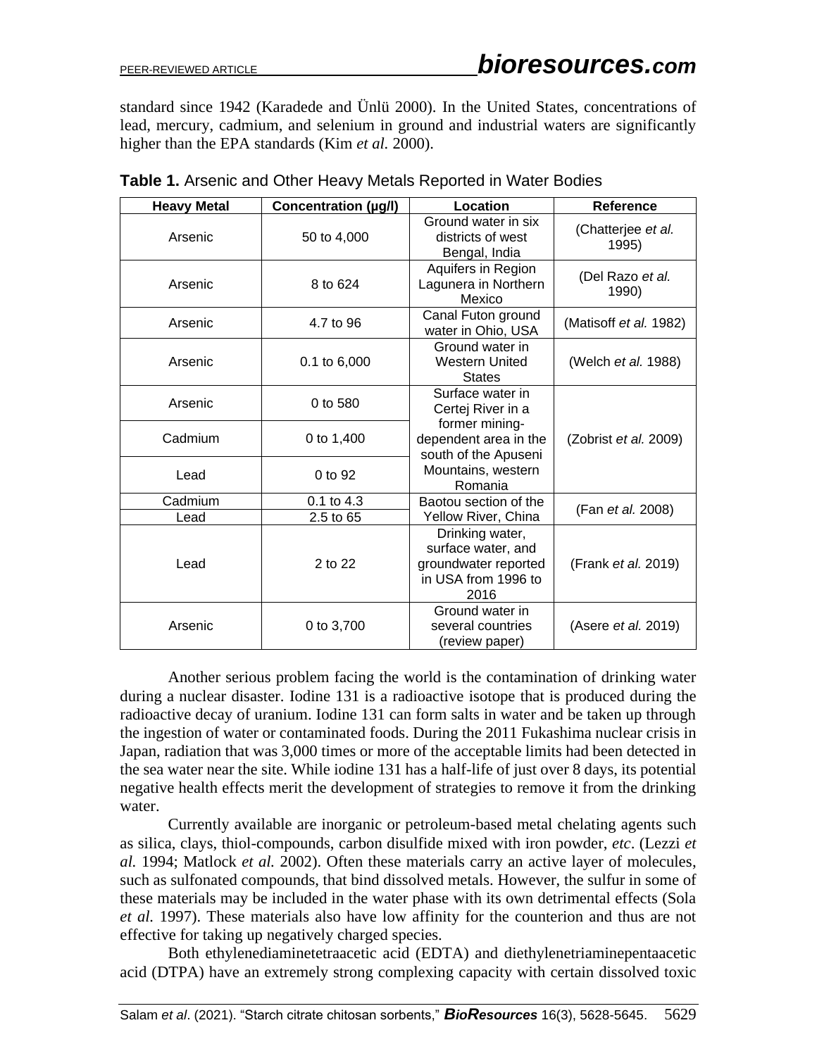standard since 1942 (Karadede and Ünlü 2000). In the United States, concentrations of lead, mercury, cadmium, and selenium in ground and industrial waters are significantly higher than the EPA standards (Kim *et al.* 2000).

**Table 1.** Arsenic and Other Heavy Metals Reported in Water Bodies

| Heavy Metal | Concentration (µg/l) | Location | Reference |
|---|---|---|---|
| Arsenic | 50 to 4,000 | Ground water in six districts of west Bengal, India | (Chatterjee *et al.* 1995) |
| Arsenic | 8 to 624 | Aquifers in Region Lagunera in Northern Mexico | (Del Razo *et al.* 1990) |
| Arsenic | 4.7 to 96 | Canal Futon ground water in Ohio, USA | (Matisoff *et al.* 1982) |
| Arsenic | 0.1 to 6,000 | Ground water in Western United States | (Welch *et al.* 1988) |
| Arsenic | 0 to 580 | Surface water in Certej River in a former mining-dependent area in the south of the Apuseni Mountains, western Romania | (Zobrist *et al.* 2009) |
| Cadmium | 0 to 1,400 | | |
| Lead | 0 to 92 | | |
| Cadmium | 0.1 to 4.3 | Baotou section of the Yellow River, China | (Fan *et al.* 2008) |
| Lead | 2.5 to 65 | | |
| Lead | 2 to 22 | Drinking water, surface water, and groundwater reported in USA from 1996 to 2016 | (Frank *et al.* 2019) |
| Arsenic | 0 to 3,700 | Ground water in several countries (review paper) | (Asere *et al.* 2019) |

Another serious problem facing the world is the contamination of drinking water during a nuclear disaster. Iodine 131 is a radioactive isotope that is produced during the radioactive decay of uranium. Iodine 131 can form salts in water and be taken up through the ingestion of water or contaminated foods. During the 2011 Fukashima nuclear crisis in Japan, radiation that was 3,000 times or more of the acceptable limits had been detected in the sea water near the site. While iodine 131 has a half-life of just over 8 days, its potential negative health effects merit the development of strategies to remove it from the drinking water.

Currently available are inorganic or petroleum-based metal chelating agents such as silica, clays, thiol-compounds, carbon disulfide mixed with iron powder, *etc*. (Lezzi *et al.* 1994; Matlock *et al.* 2002). Often these materials carry an active layer of molecules, such as sulfonated compounds, that bind dissolved metals. However, the sulfur in some of these materials may be included in the water phase with its own detrimental effects (Sola *et al.* 1997). These materials also have low affinity for the counterion and thus are not effective for taking up negatively charged species.

Both ethylenediaminetetraacetic acid (EDTA) and diethylenetriaminepentaacetic acid (DTPA) have an extremely strong complexing capacity with certain dissolved toxic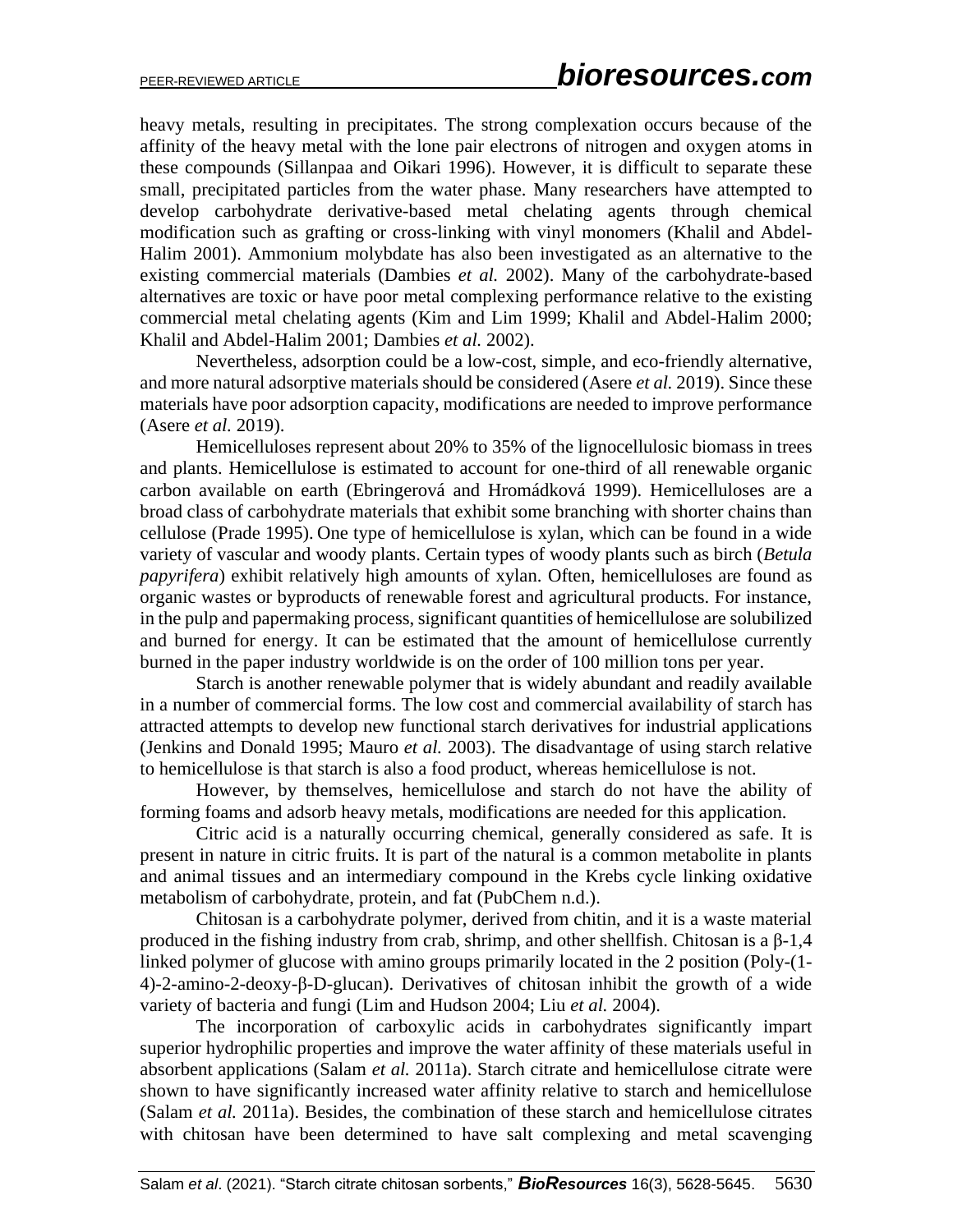heavy metals, resulting in precipitates. The strong complexation occurs because of the affinity of the heavy metal with the lone pair electrons of nitrogen and oxygen atoms in these compounds (Sillanpaa and Oikari 1996). However, it is difficult to separate these small, precipitated particles from the water phase. Many researchers have attempted to develop carbohydrate derivative-based metal chelating agents through chemical modification such as grafting or cross-linking with vinyl monomers (Khalil and Abdel-Halim 2001). Ammonium molybdate has also been investigated as an alternative to the existing commercial materials (Dambies *et al.* 2002). Many of the carbohydrate-based alternatives are toxic or have poor metal complexing performance relative to the existing commercial metal chelating agents (Kim and Lim 1999; Khalil and Abdel-Halim 2000; Khalil and Abdel-Halim 2001; Dambies *et al.* 2002).

Nevertheless, adsorption could be a low-cost, simple, and eco-friendly alternative, and more natural adsorptive materials should be considered (Asere *et al.* 2019). Since these materials have poor adsorption capacity, modifications are needed to improve performance (Asere *et al.* 2019).

Hemicelluloses represent about 20% to 35% of the lignocellulosic biomass in trees and plants. Hemicellulose is estimated to account for one-third of all renewable organic carbon available on earth (Ebringerová and Hromádková 1999). Hemicelluloses are a broad class of carbohydrate materials that exhibit some branching with shorter chains than cellulose (Prade 1995). One type of hemicellulose is xylan, which can be found in a wide variety of vascular and woody plants. Certain types of woody plants such as birch (*Betula papyrifera*) exhibit relatively high amounts of xylan. Often, hemicelluloses are found as organic wastes or byproducts of renewable forest and agricultural products. For instance, in the pulp and papermaking process, significant quantities of hemicellulose are solubilized and burned for energy. It can be estimated that the amount of hemicellulose currently burned in the paper industry worldwide is on the order of 100 million tons per year.

Starch is another renewable polymer that is widely abundant and readily available in a number of commercial forms. The low cost and commercial availability of starch has attracted attempts to develop new functional starch derivatives for industrial applications (Jenkins and Donald 1995; Mauro *et al.* 2003). The disadvantage of using starch relative to hemicellulose is that starch is also a food product, whereas hemicellulose is not.

However, by themselves, hemicellulose and starch do not have the ability of forming foams and adsorb heavy metals, modifications are needed for this application.

Citric acid is a naturally occurring chemical, generally considered as safe. It is present in nature in citric fruits. It is part of the natural is a common metabolite in plants and animal tissues and an intermediary compound in the Krebs cycle linking oxidative metabolism of carbohydrate, protein, and fat (PubChem n.d.).

Chitosan is a carbohydrate polymer, derived from chitin, and it is a waste material produced in the fishing industry from crab, shrimp, and other shellfish. Chitosan is a β-1,4 linked polymer of glucose with amino groups primarily located in the 2 position (Poly-(1-4)-2-amino-2-deoxy-β-D-glucan). Derivatives of chitosan inhibit the growth of a wide variety of bacteria and fungi (Lim and Hudson 2004; Liu *et al.* 2004).

The incorporation of carboxylic acids in carbohydrates significantly impart superior hydrophilic properties and improve the water affinity of these materials useful in absorbent applications (Salam *et al.* 2011a). Starch citrate and hemicellulose citrate were shown to have significantly increased water affinity relative to starch and hemicellulose (Salam *et al.* 2011a). Besides, the combination of these starch and hemicellulose citrates with chitosan have been determined to have salt complexing and metal scavenging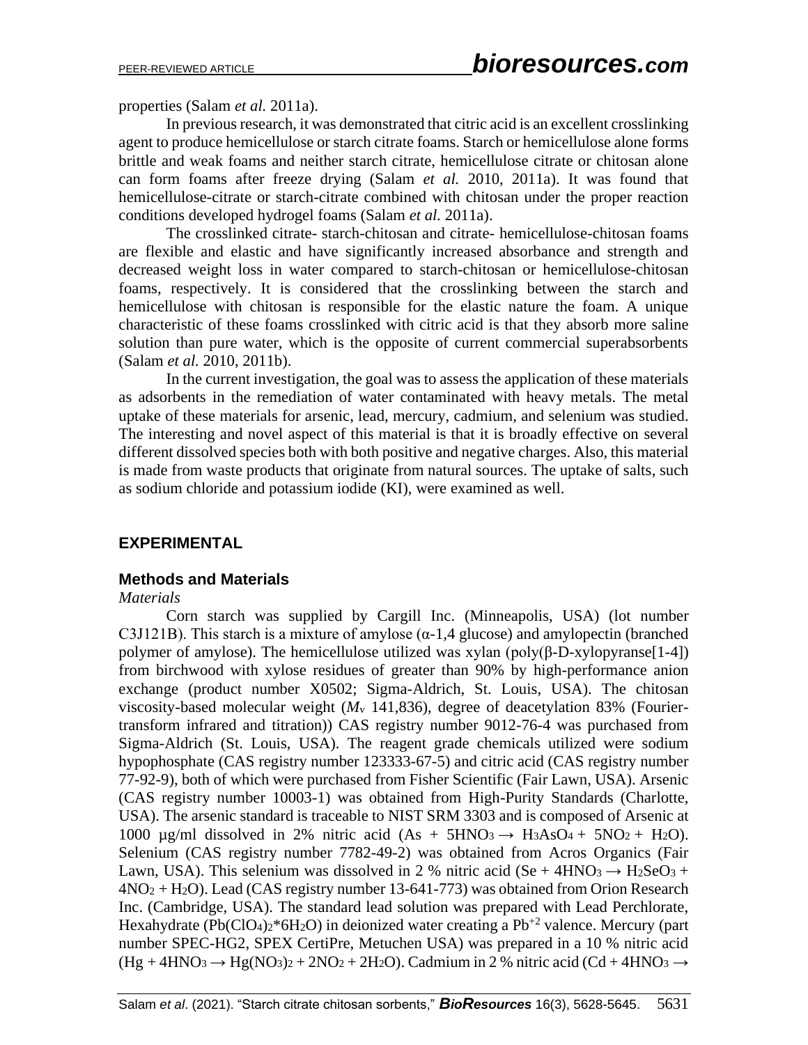properties (Salam *et al.* 2011a).

In previous research, it was demonstrated that citric acid is an excellent crosslinking agent to produce hemicellulose or starch citrate foams. Starch or hemicellulose alone forms brittle and weak foams and neither starch citrate, hemicellulose citrate or chitosan alone can form foams after freeze drying (Salam *et al.* 2010, 2011a). It was found that hemicellulose-citrate or starch-citrate combined with chitosan under the proper reaction conditions developed hydrogel foams (Salam *et al.* 2011a).

The crosslinked citrate- starch-chitosan and citrate- hemicellulose-chitosan foams are flexible and elastic and have significantly increased absorbance and strength and decreased weight loss in water compared to starch-chitosan or hemicellulose-chitosan foams, respectively. It is considered that the crosslinking between the starch and hemicellulose with chitosan is responsible for the elastic nature the foam. A unique characteristic of these foams crosslinked with citric acid is that they absorb more saline solution than pure water, which is the opposite of current commercial superabsorbents (Salam *et al.* 2010, 2011b).

In the current investigation, the goal was to assess the application of these materials as adsorbents in the remediation of water contaminated with heavy metals. The metal uptake of these materials for arsenic, lead, mercury, cadmium, and selenium was studied. The interesting and novel aspect of this material is that it is broadly effective on several different dissolved species both with both positive and negative charges. Also, this material is made from waste products that originate from natural sources. The uptake of salts, such as sodium chloride and potassium iodide (KI), were examined as well.

## EXPERIMENTAL

### Methods and Materials

*Materials*

Corn starch was supplied by Cargill Inc. (Minneapolis, USA) (lot number C3J121B). This starch is a mixture of amylose (α-1,4 glucose) and amylopectin (branched polymer of amylose). The hemicellulose utilized was xylan (poly(β-D-xylopyranse[1-4]) from birchwood with xylose residues of greater than 90% by high-performance anion exchange (product number X0502; Sigma-Aldrich, St. Louis, USA). The chitosan viscosity-based molecular weight ($M_v$ 141,836), degree of deacetylation 83% (Fourier-transform infrared and titration)) CAS registry number 9012-76-4 was purchased from Sigma-Aldrich (St. Louis, USA). The reagent grade chemicals utilized were sodium hypophosphate (CAS registry number 123333-67-5) and citric acid (CAS registry number 77-92-9), both of which were purchased from Fisher Scientific (Fair Lawn, USA). Arsenic (CAS registry number 10003-1) was obtained from High-Purity Standards (Charlotte, USA). The arsenic standard is traceable to NIST SRM 3303 and is composed of Arsenic at 1000 µg/ml dissolved in 2% nitric acid ($As + 5HNO_3 \rightarrow H_3AsO_4 + 5NO_2 + H_2O$). Selenium (CAS registry number 7782-49-2) was obtained from Acros Organics (Fair Lawn, USA). This selenium was dissolved in 2 % nitric acid ($Se + 4HNO_3 \rightarrow H_2SeO_3 + 4NO_2 + H_2O$). Lead (CAS registry number 13-641-773) was obtained from Orion Research Inc. (Cambridge, USA). The standard lead solution was prepared with Lead Perchlorate, Hexahydrate ($Pb(ClO_4)_2{*}6H_2O$) in deionized water creating a $Pb^{+2}$ valence. Mercury (part number SPEC-HG2, SPEX CertiPre, Metuchen USA) was prepared in a 10 % nitric acid ($Hg + 4HNO_3 \rightarrow Hg(NO_3)_2 + 2NO_2 + 2H_2O$). Cadmium in 2 % nitric acid ($Cd + 4HNO_3 \rightarrow$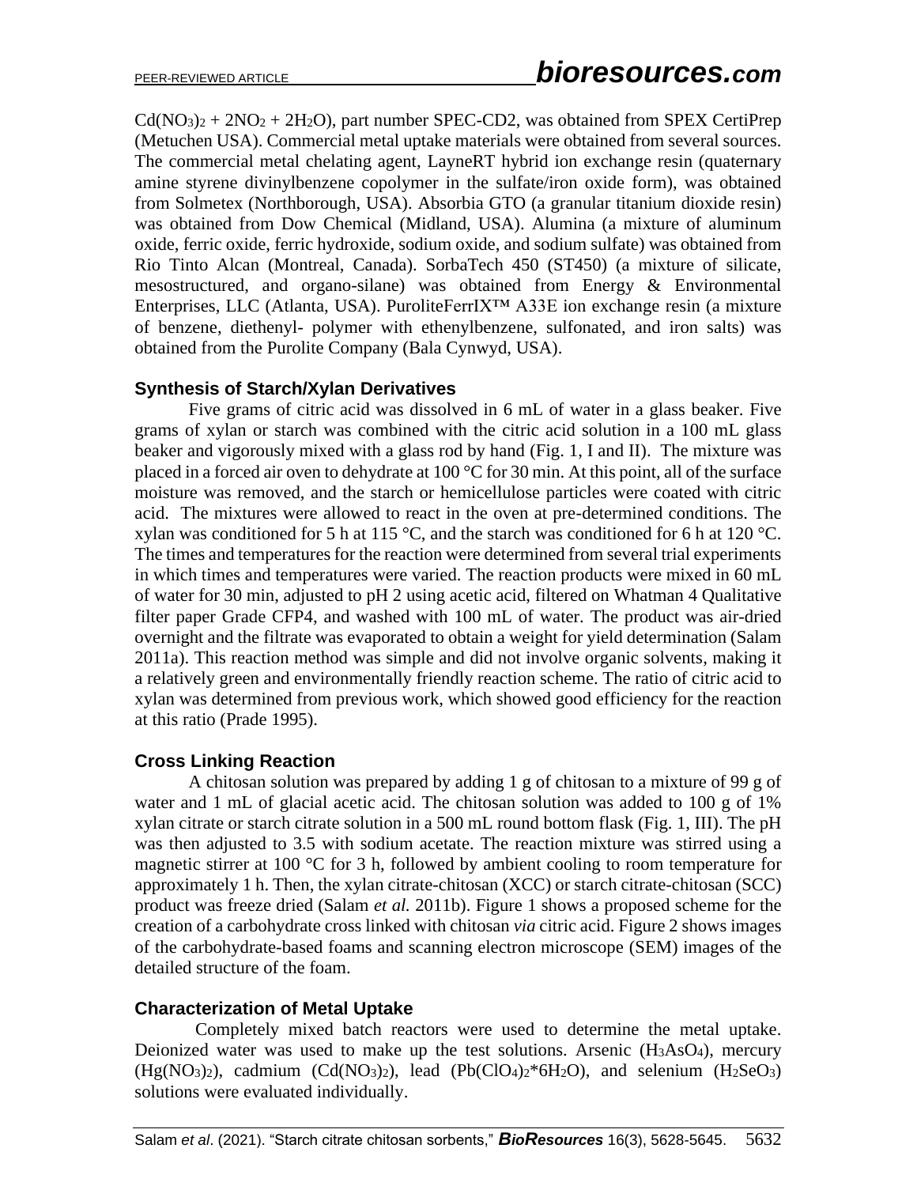$Cd(NO_3)_2 + 2NO_2 + 2H_2O$), part number SPEC-CD2, was obtained from SPEX CertiPrep (Metuchen USA). Commercial metal uptake materials were obtained from several sources. The commercial metal chelating agent, LayneRT hybrid ion exchange resin (quaternary amine styrene divinylbenzene copolymer in the sulfate/iron oxide form), was obtained from Solmetex (Northborough, USA). Absorbia GTO (a granular titanium dioxide resin) was obtained from Dow Chemical (Midland, USA). Alumina (a mixture of aluminum oxide, ferric oxide, ferric hydroxide, sodium oxide, and sodium sulfate) was obtained from Rio Tinto Alcan (Montreal, Canada). SorbaTech 450 (ST450) (a mixture of silicate, mesostructured, and organo-silane) was obtained from Energy & Environmental Enterprises, LLC (Atlanta, USA). PuroliteFerrIX™ A33E ion exchange resin (a mixture of benzene, diethenyl- polymer with ethenylbenzene, sulfonated, and iron salts) was obtained from the Purolite Company (Bala Cynwyd, USA).

## Synthesis of Starch/Xylan Derivatives

Five grams of citric acid was dissolved in 6 mL of water in a glass beaker. Five grams of xylan or starch was combined with the citric acid solution in a 100 mL glass beaker and vigorously mixed with a glass rod by hand (Fig. 1, I and II). The mixture was placed in a forced air oven to dehydrate at 100 °C for 30 min. At this point, all of the surface moisture was removed, and the starch or hemicellulose particles were coated with citric acid. The mixtures were allowed to react in the oven at pre-determined conditions. The xylan was conditioned for 5 h at 115 °C, and the starch was conditioned for 6 h at 120 °C. The times and temperatures for the reaction were determined from several trial experiments in which times and temperatures were varied. The reaction products were mixed in 60 mL of water for 30 min, adjusted to pH 2 using acetic acid, filtered on Whatman 4 Qualitative filter paper Grade CFP4, and washed with 100 mL of water. The product was air-dried overnight and the filtrate was evaporated to obtain a weight for yield determination (Salam 2011a). This reaction method was simple and did not involve organic solvents, making it a relatively green and environmentally friendly reaction scheme. The ratio of citric acid to xylan was determined from previous work, which showed good efficiency for the reaction at this ratio (Prade 1995).

## Cross Linking Reaction

A chitosan solution was prepared by adding 1 g of chitosan to a mixture of 99 g of water and 1 mL of glacial acetic acid. The chitosan solution was added to 100 g of 1% xylan citrate or starch citrate solution in a 500 mL round bottom flask (Fig. 1, III). The pH was then adjusted to 3.5 with sodium acetate. The reaction mixture was stirred using a magnetic stirrer at 100 °C for 3 h, followed by ambient cooling to room temperature for approximately 1 h. Then, the xylan citrate-chitosan (XCC) or starch citrate-chitosan (SCC) product was freeze dried (Salam *et al.* 2011b). Figure 1 shows a proposed scheme for the creation of a carbohydrate cross linked with chitosan *via* citric acid. Figure 2 shows images of the carbohydrate-based foams and scanning electron microscope (SEM) images of the detailed structure of the foam.

## Characterization of Metal Uptake

Completely mixed batch reactors were used to determine the metal uptake. Deionized water was used to make up the test solutions. Arsenic ($H_3AsO_4$), mercury ($Hg(NO_3)_2$), cadmium ($Cd(NO_3)_2$), lead ($Pb(ClO_4)_2 \cdot 6H_2O$), and selenium ($H_2SeO_3$) solutions were evaluated individually.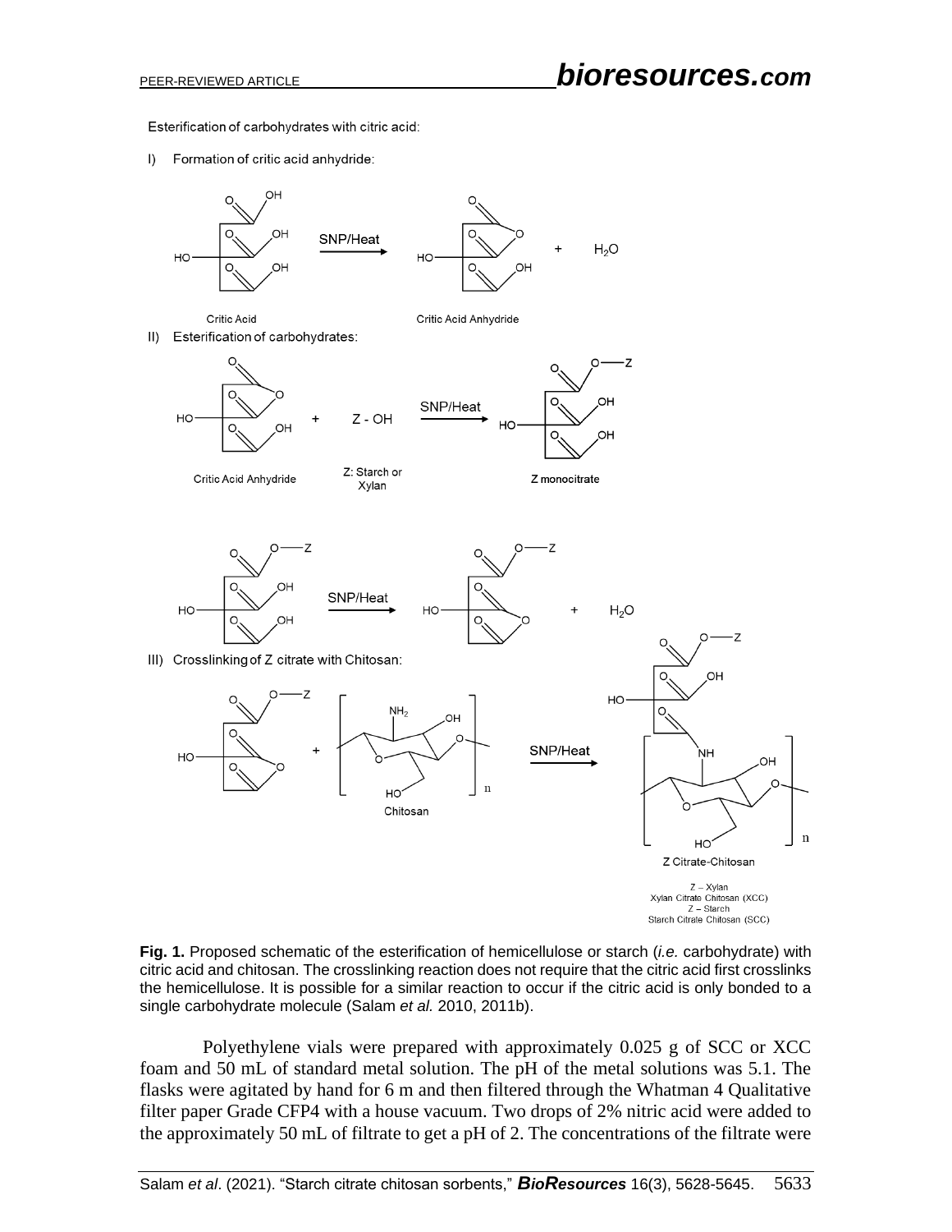Esterification of carbohydrates with citric acid:

I) Formation of critic acid anhydride:

Critic Acid — SNP/Heat → Critic Acid Anhydride + $H_2O$

II) Esterification of carbohydrates:

Critic Acid Anhydride + Z - OH (Z: Starch or Xylan) — SNP/Heat → Z monocitrate

Z monocitrate — SNP/Heat → + $H_2O$

III) Crosslinking of Z citrate with Chitosan:

+ Chitosan — SNP/Heat → Z Citrate-Chitosan

Z – Xylan
Xylan Citrate Chitosan (XCC)
Z – Starch
Starch Citrate Chitosan (SCC)

**Fig. 1.** Proposed schematic of the esterification of hemicellulose or starch (*i.e.* carbohydrate) with citric acid and chitosan. The crosslinking reaction does not require that the citric acid first crosslinks the hemicellulose. It is possible for a similar reaction to occur if the citric acid is only bonded to a single carbohydrate molecule (Salam *et al.* 2010, 2011b).

Polyethylene vials were prepared with approximately 0.025 g of SCC or XCC foam and 50 mL of standard metal solution. The pH of the metal solutions was 5.1. The flasks were agitated by hand for 6 m and then filtered through the Whatman 4 Qualitative filter paper Grade CFP4 with a house vacuum. Two drops of 2% nitric acid were added to the approximately 50 mL of filtrate to get a pH of 2. The concentrations of the filtrate were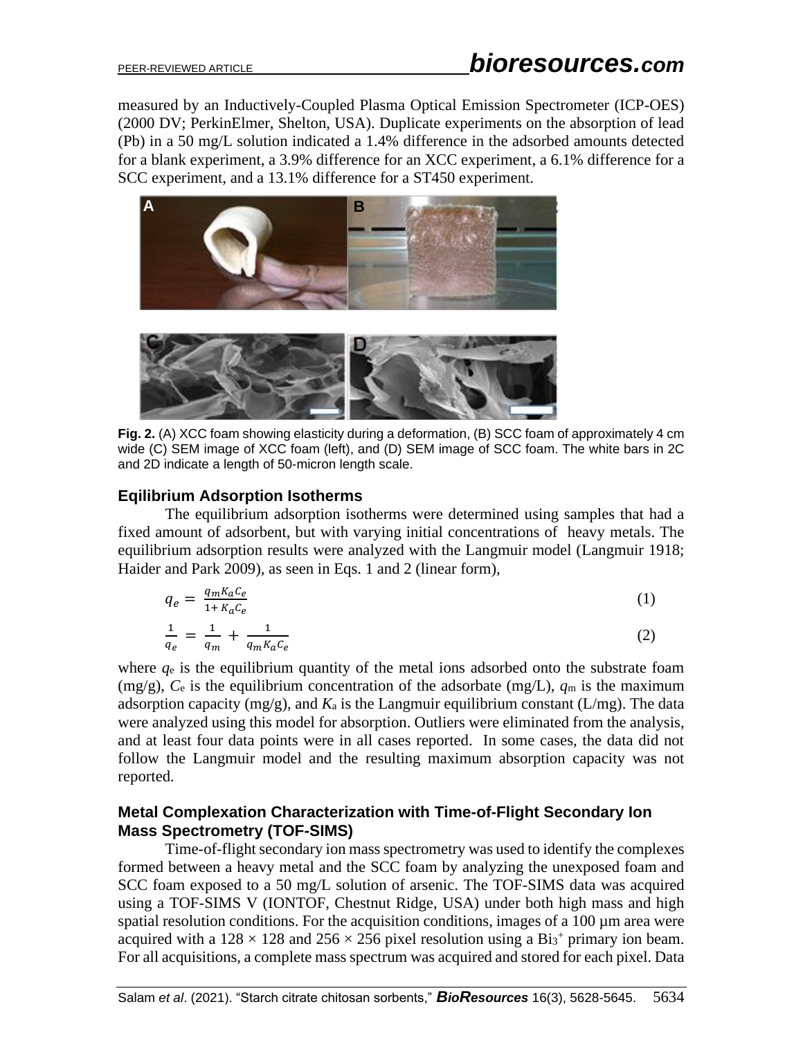measured by an Inductively-Coupled Plasma Optical Emission Spectrometer (ICP-OES) (2000 DV; PerkinElmer, Shelton, USA). Duplicate experiments on the absorption of lead (Pb) in a 50 mg/L solution indicated a 1.4% difference in the adsorbed amounts detected for a blank experiment, a 3.9% difference for an XCC experiment, a 6.1% difference for a SCC experiment, and a 13.1% difference for a ST450 experiment.

**Fig. 2.** (A) XCC foam showing elasticity during a deformation, (B) SCC foam of approximately 4 cm wide (C) SEM image of XCC foam (left), and (D) SEM image of SCC foam. The white bars in 2C and 2D indicate a length of 50-micron length scale.

### Eqilibrium Adsorption Isotherms

The equilibrium adsorption isotherms were determined using samples that had a fixed amount of adsorbent, but with varying initial concentrations of heavy metals. The equilibrium adsorption results were analyzed with the Langmuir model (Langmuir 1918; Haider and Park 2009), as seen in Eqs. 1 and 2 (linear form),

$$q_e = \frac{q_m K_a C_e}{1 + K_a C_e} \tag{1}$$

$$\frac{1}{q_e} = \frac{1}{q_m} + \frac{1}{q_m K_a C_e} \tag{2}$$

where $q_e$ is the equilibrium quantity of the metal ions adsorbed onto the substrate foam (mg/g), $C_e$ is the equilibrium concentration of the adsorbate (mg/L), $q_m$ is the maximum adsorption capacity (mg/g), and $K_a$ is the Langmuir equilibrium constant (L/mg). The data were analyzed using this model for absorption. Outliers were eliminated from the analysis, and at least four data points were in all cases reported. In some cases, the data did not follow the Langmuir model and the resulting maximum absorption capacity was not reported.

### Metal Complexation Characterization with Time-of-Flight Secondary Ion Mass Spectrometry (TOF-SIMS)

Time-of-flight secondary ion mass spectrometry was used to identify the complexes formed between a heavy metal and the SCC foam by analyzing the unexposed foam and SCC foam exposed to a 50 mg/L solution of arsenic. The TOF-SIMS data was acquired using a TOF-SIMS V (IONTOF, Chestnut Ridge, USA) under both high mass and high spatial resolution conditions. For the acquisition conditions, images of a 100 µm area were acquired with a 128 × 128 and 256 × 256 pixel resolution using a $Bi_3^+$ primary ion beam. For all acquisitions, a complete mass spectrum was acquired and stored for each pixel. Data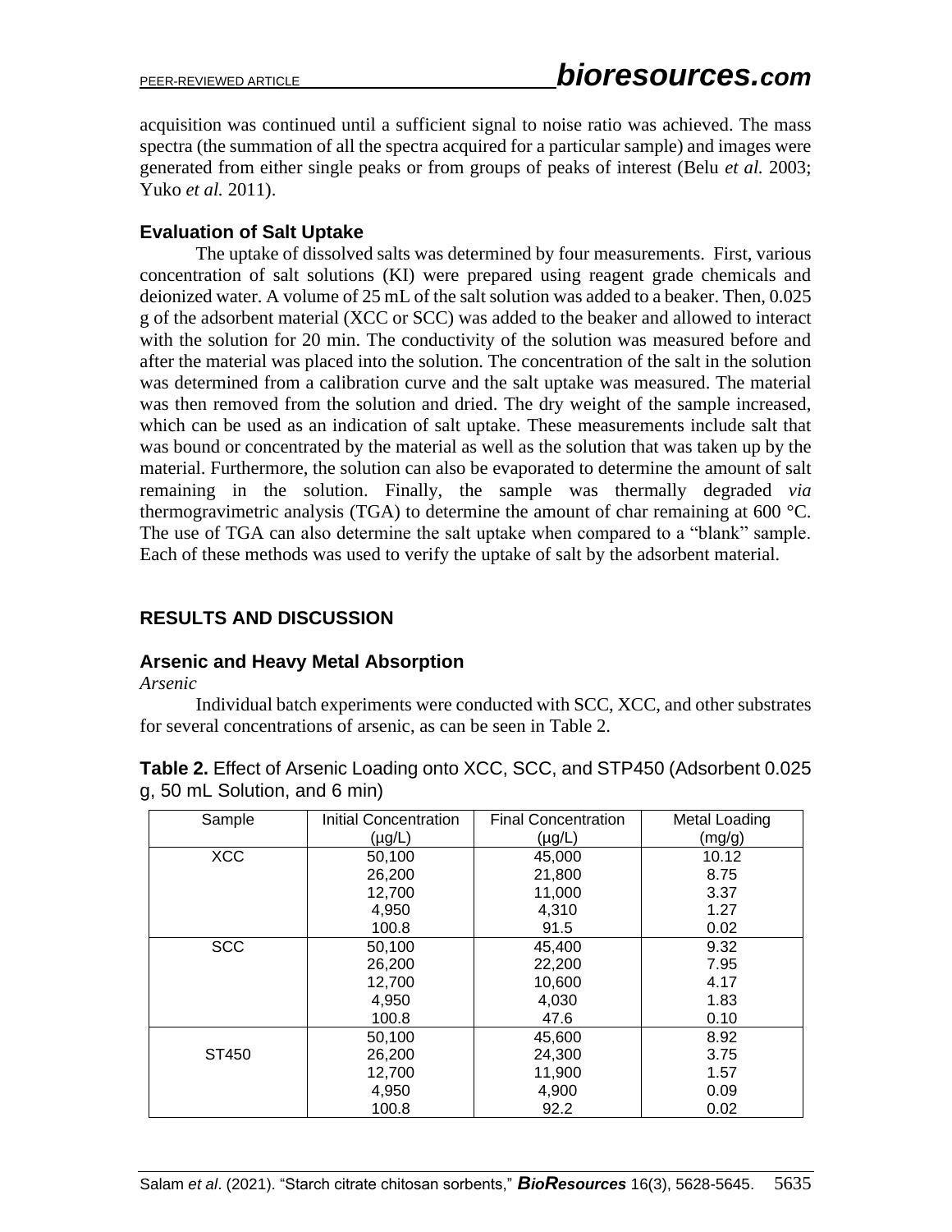acquisition was continued until a sufficient signal to noise ratio was achieved. The mass spectra (the summation of all the spectra acquired for a particular sample) and images were generated from either single peaks or from groups of peaks of interest (Belu *et al.* 2003; Yuko *et al.* 2011).

### Evaluation of Salt Uptake

The uptake of dissolved salts was determined by four measurements. First, various concentration of salt solutions (KI) were prepared using reagent grade chemicals and deionized water. A volume of 25 mL of the salt solution was added to a beaker. Then, 0.025 g of the adsorbent material (XCC or SCC) was added to the beaker and allowed to interact with the solution for 20 min. The conductivity of the solution was measured before and after the material was placed into the solution. The concentration of the salt in the solution was determined from a calibration curve and the salt uptake was measured. The material was then removed from the solution and dried. The dry weight of the sample increased, which can be used as an indication of salt uptake. These measurements include salt that was bound or concentrated by the material as well as the solution that was taken up by the material. Furthermore, the solution can also be evaporated to determine the amount of salt remaining in the solution. Finally, the sample was thermally degraded *via* thermogravimetric analysis (TGA) to determine the amount of char remaining at 600 °C. The use of TGA can also determine the salt uptake when compared to a "blank" sample. Each of these methods was used to verify the uptake of salt by the adsorbent material.

## RESULTS AND DISCUSSION

### Arsenic and Heavy Metal Absorption

*Arsenic*

Individual batch experiments were conducted with SCC, XCC, and other substrates for several concentrations of arsenic, as can be seen in Table 2.

**Table 2.** Effect of Arsenic Loading onto XCC, SCC, and STP450 (Adsorbent 0.025 g, 50 mL Solution, and 6 min)

| Sample | Initial Concentration (µg/L) | Final Concentration (µg/L) | Metal Loading (mg/g) |
|---|---|---|---|
| XCC | 50,100 | 45,000 | 10.12 |
| | 26,200 | 21,800 | 8.75 |
| | 12,700 | 11,000 | 3.37 |
| | 4,950 | 4,310 | 1.27 |
| | 100.8 | 91.5 | 0.02 |
| SCC | 50,100 | 45,400 | 9.32 |
| | 26,200 | 22,200 | 7.95 |
| | 12,700 | 10,600 | 4.17 |
| | 4,950 | 4,030 | 1.83 |
| | 100.8 | 47.6 | 0.10 |
| ST450 | 50,100 | 45,600 | 8.92 |
| | 26,200 | 24,300 | 3.75 |
| | 12,700 | 11,900 | 1.57 |
| | 4,950 | 4,900 | 0.09 |
| | 100.8 | 92.2 | 0.02 |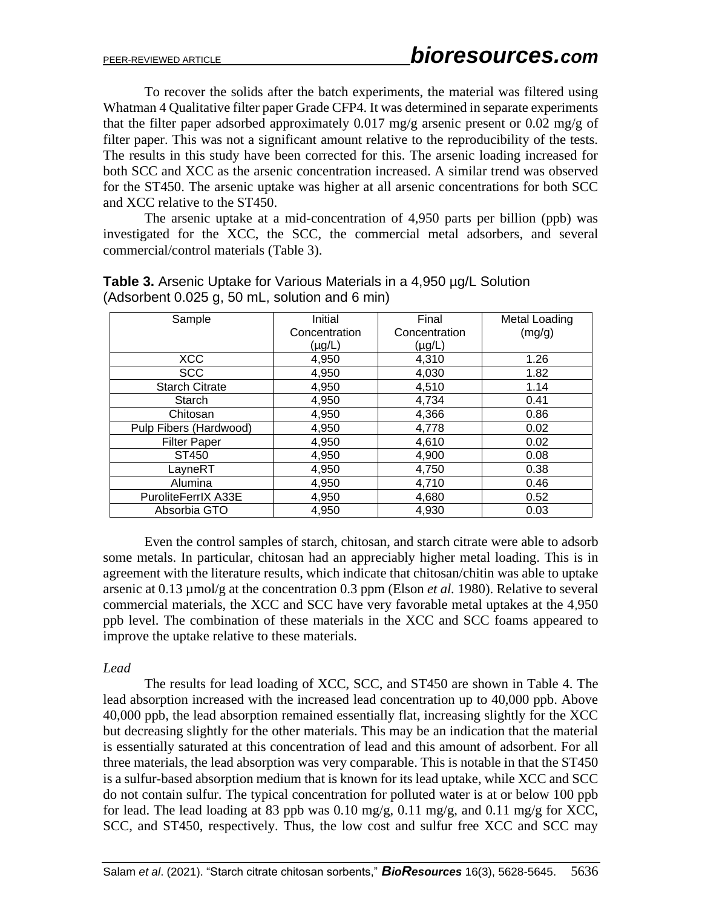To recover the solids after the batch experiments, the material was filtered using Whatman 4 Qualitative filter paper Grade CFP4. It was determined in separate experiments that the filter paper adsorbed approximately 0.017 mg/g arsenic present or 0.02 mg/g of filter paper. This was not a significant amount relative to the reproducibility of the tests. The results in this study have been corrected for this. The arsenic loading increased for both SCC and XCC as the arsenic concentration increased. A similar trend was observed for the ST450. The arsenic uptake was higher at all arsenic concentrations for both SCC and XCC relative to the ST450.

The arsenic uptake at a mid-concentration of 4,950 parts per billion (ppb) was investigated for the XCC, the SCC, the commercial metal adsorbers, and several commercial/control materials (Table 3).

**Table 3.** Arsenic Uptake for Various Materials in a 4,950 µg/L Solution (Adsorbent 0.025 g, 50 mL, solution and 6 min)

| Sample | Initial Concentration (µg/L) | Final Concentration (µg/L) | Metal Loading (mg/g) |
|---|---|---|---|
| XCC | 4,950 | 4,310 | 1.26 |
| SCC | 4,950 | 4,030 | 1.82 |
| Starch Citrate | 4,950 | 4,510 | 1.14 |
| Starch | 4,950 | 4,734 | 0.41 |
| Chitosan | 4,950 | 4,366 | 0.86 |
| Pulp Fibers (Hardwood) | 4,950 | 4,778 | 0.02 |
| Filter Paper | 4,950 | 4,610 | 0.02 |
| ST450 | 4,950 | 4,900 | 0.08 |
| LayneRT | 4,950 | 4,750 | 0.38 |
| Alumina | 4,950 | 4,710 | 0.46 |
| PuroliteFerrIX A33E | 4,950 | 4,680 | 0.52 |
| Absorbia GTO | 4,950 | 4,930 | 0.03 |

Even the control samples of starch, chitosan, and starch citrate were able to adsorb some metals. In particular, chitosan had an appreciably higher metal loading. This is in agreement with the literature results, which indicate that chitosan/chitin was able to uptake arsenic at 0.13 µmol/g at the concentration 0.3 ppm (Elson *et al.* 1980). Relative to several commercial materials, the XCC and SCC have very favorable metal uptakes at the 4,950 ppb level. The combination of these materials in the XCC and SCC foams appeared to improve the uptake relative to these materials.

*Lead*

The results for lead loading of XCC, SCC, and ST450 are shown in Table 4. The lead absorption increased with the increased lead concentration up to 40,000 ppb. Above 40,000 ppb, the lead absorption remained essentially flat, increasing slightly for the XCC but decreasing slightly for the other materials. This may be an indication that the material is essentially saturated at this concentration of lead and this amount of adsorbent. For all three materials, the lead absorption was very comparable. This is notable in that the ST450 is a sulfur-based absorption medium that is known for its lead uptake, while XCC and SCC do not contain sulfur. The typical concentration for polluted water is at or below 100 ppb for lead. The lead loading at 83 ppb was 0.10 mg/g, 0.11 mg/g, and 0.11 mg/g for XCC, SCC, and ST450, respectively. Thus, the low cost and sulfur free XCC and SCC may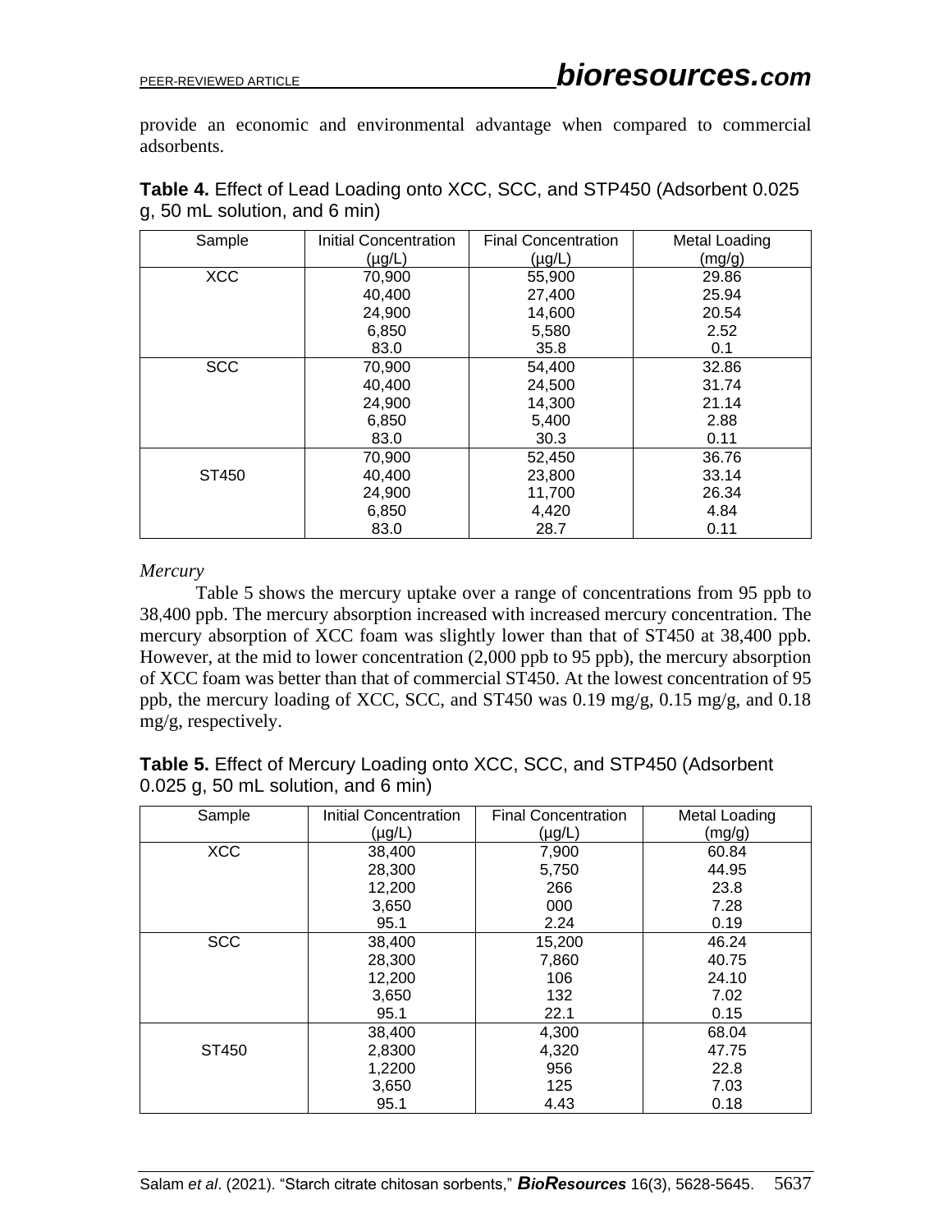provide an economic and environmental advantage when compared to commercial adsorbents.

**Table 4.** Effect of Lead Loading onto XCC, SCC, and STP450 (Adsorbent 0.025 g, 50 mL solution, and 6 min)

| Sample | Initial Concentration (μg/L) | Final Concentration (μg/L) | Metal Loading (mg/g) |
|---|---|---|---|
| XCC | 70,900 | 55,900 | 29.86 |
| | 40,400 | 27,400 | 25.94 |
| | 24,900 | 14,600 | 20.54 |
| | 6,850 | 5,580 | 2.52 |
| | 83.0 | 35.8 | 0.1 |
| SCC | 70,900 | 54,400 | 32.86 |
| | 40,400 | 24,500 | 31.74 |
| | 24,900 | 14,300 | 21.14 |
| | 6,850 | 5,400 | 2.88 |
| | 83.0 | 30.3 | 0.11 |
| ST450 | 70,900 | 52,450 | 36.76 |
| | 40,400 | 23,800 | 33.14 |
| | 24,900 | 11,700 | 26.34 |
| | 6,850 | 4,420 | 4.84 |
| | 83.0 | 28.7 | 0.11 |

*Mercury*

Table 5 shows the mercury uptake over a range of concentrations from 95 ppb to 38,400 ppb. The mercury absorption increased with increased mercury concentration. The mercury absorption of XCC foam was slightly lower than that of ST450 at 38,400 ppb. However, at the mid to lower concentration (2,000 ppb to 95 ppb), the mercury absorption of XCC foam was better than that of commercial ST450. At the lowest concentration of 95 ppb, the mercury loading of XCC, SCC, and ST450 was 0.19 mg/g, 0.15 mg/g, and 0.18 mg/g, respectively.

**Table 5.** Effect of Mercury Loading onto XCC, SCC, and STP450 (Adsorbent 0.025 g, 50 mL solution, and 6 min)

| Sample | Initial Concentration (μg/L) | Final Concentration (μg/L) | Metal Loading (mg/g) |
|---|---|---|---|
| XCC | 38,400 | 7,900 | 60.84 |
| | 28,300 | 5,750 | 44.95 |
| | 12,200 | 266 | 23.8 |
| | 3,650 | 000 | 7.28 |
| | 95.1 | 2.24 | 0.19 |
| SCC | 38,400 | 15,200 | 46.24 |
| | 28,300 | 7,860 | 40.75 |
| | 12,200 | 106 | 24.10 |
| | 3,650 | 132 | 7.02 |
| | 95.1 | 22.1 | 0.15 |
| ST450 | 38,400 | 4,300 | 68.04 |
| | 2,8300 | 4,320 | 47.75 |
| | 1,2200 | 956 | 22.8 |
| | 3,650 | 125 | 7.03 |
| | 95.1 | 4.43 | 0.18 |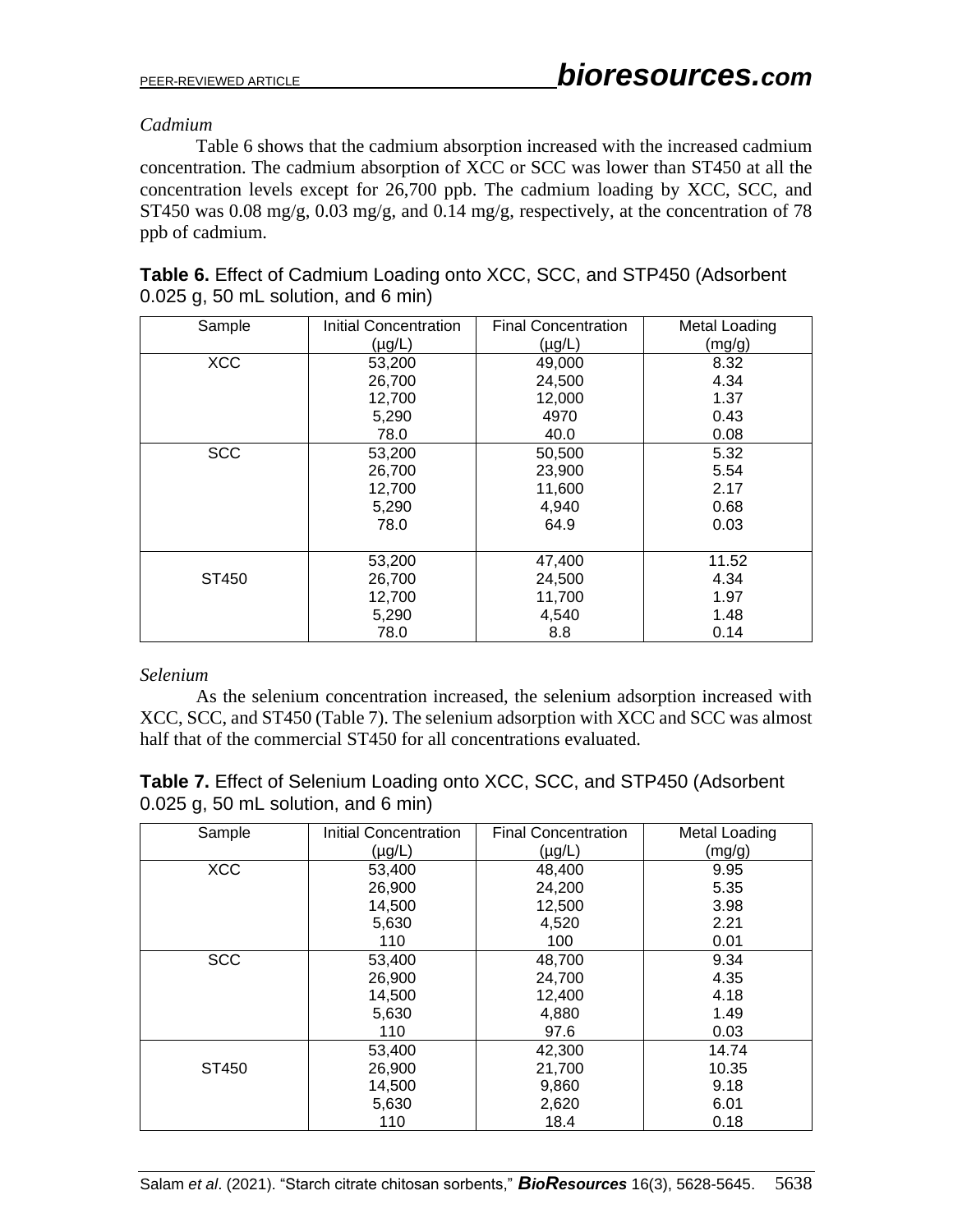*Cadmium*

Table 6 shows that the cadmium absorption increased with the increased cadmium concentration. The cadmium absorption of XCC or SCC was lower than ST450 at all the concentration levels except for 26,700 ppb. The cadmium loading by XCC, SCC, and ST450 was 0.08 mg/g, 0.03 mg/g, and 0.14 mg/g, respectively, at the concentration of 78 ppb of cadmium.

**Table 6.** Effect of Cadmium Loading onto XCC, SCC, and STP450 (Adsorbent 0.025 g, 50 mL solution, and 6 min)

| Sample | Initial Concentration (μg/L) | Final Concentration (μg/L) | Metal Loading (mg/g) |
|---|---|---|---|
| XCC | 53,200 | 49,000 | 8.32 |
| | 26,700 | 24,500 | 4.34 |
| | 12,700 | 12,000 | 1.37 |
| | 5,290 | 4970 | 0.43 |
| | 78.0 | 40.0 | 0.08 |
| SCC | 53,200 | 50,500 | 5.32 |
| | 26,700 | 23,900 | 5.54 |
| | 12,700 | 11,600 | 2.17 |
| | 5,290 | 4,940 | 0.68 |
| | 78.0 | 64.9 | 0.03 |
| ST450 | 53,200 | 47,400 | 11.52 |
| | 26,700 | 24,500 | 4.34 |
| | 12,700 | 11,700 | 1.97 |
| | 5,290 | 4,540 | 1.48 |
| | 78.0 | 8.8 | 0.14 |

*Selenium*

As the selenium concentration increased, the selenium adsorption increased with XCC, SCC, and ST450 (Table 7). The selenium adsorption with XCC and SCC was almost half that of the commercial ST450 for all concentrations evaluated.

**Table 7.** Effect of Selenium Loading onto XCC, SCC, and STP450 (Adsorbent 0.025 g, 50 mL solution, and 6 min)

| Sample | Initial Concentration (μg/L) | Final Concentration (μg/L) | Metal Loading (mg/g) |
|---|---|---|---|
| XCC | 53,400 | 48,400 | 9.95 |
| | 26,900 | 24,200 | 5.35 |
| | 14,500 | 12,500 | 3.98 |
| | 5,630 | 4,520 | 2.21 |
| | 110 | 100 | 0.01 |
| SCC | 53,400 | 48,700 | 9.34 |
| | 26,900 | 24,700 | 4.35 |
| | 14,500 | 12,400 | 4.18 |
| | 5,630 | 4,880 | 1.49 |
| | 110 | 97.6 | 0.03 |
| ST450 | 53,400 | 42,300 | 14.74 |
| | 26,900 | 21,700 | 10.35 |
| | 14,500 | 9,860 | 9.18 |
| | 5,630 | 2,620 | 6.01 |
| | 110 | 18.4 | 0.18 |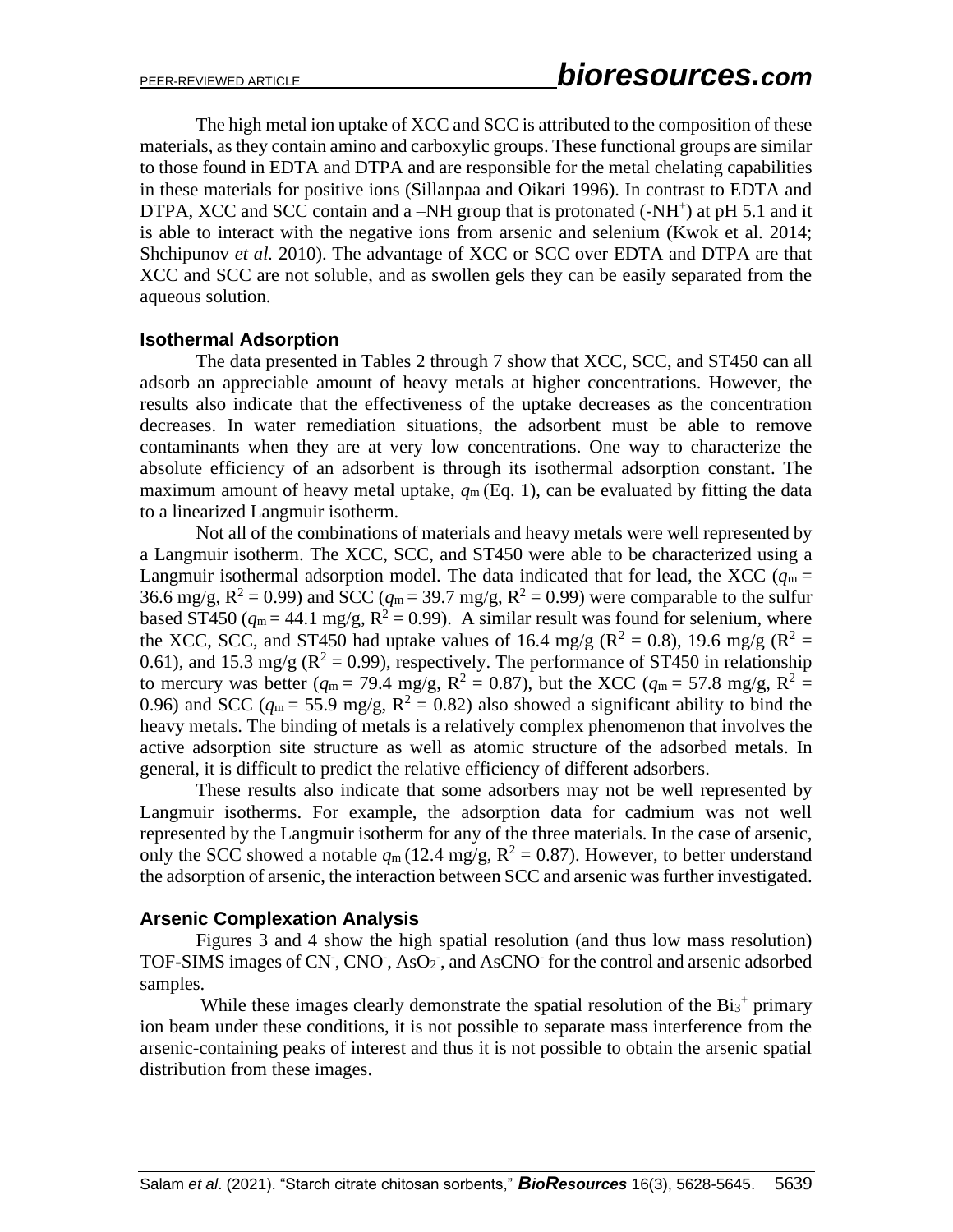The high metal ion uptake of XCC and SCC is attributed to the composition of these materials, as they contain amino and carboxylic groups. These functional groups are similar to those found in EDTA and DTPA and are responsible for the metal chelating capabilities in these materials for positive ions (Sillanpaa and Oikari 1996). In contrast to EDTA and DTPA, XCC and SCC contain and a –NH group that is protonated ($-NH^+$) at pH 5.1 and it is able to interact with the negative ions from arsenic and selenium (Kwok et al. 2014; Shchipunov *et al.* 2010). The advantage of XCC or SCC over EDTA and DTPA are that XCC and SCC are not soluble, and as swollen gels they can be easily separated from the aqueous solution.

### Isothermal Adsorption

The data presented in Tables 2 through 7 show that XCC, SCC, and ST450 can all adsorb an appreciable amount of heavy metals at higher concentrations. However, the results also indicate that the effectiveness of the uptake decreases as the concentration decreases. In water remediation situations, the adsorbent must be able to remove contaminants when they are at very low concentrations. One way to characterize the absolute efficiency of an adsorbent is through its isothermal adsorption constant. The maximum amount of heavy metal uptake, $q_m$ (Eq. 1), can be evaluated by fitting the data to a linearized Langmuir isotherm.

Not all of the combinations of materials and heavy metals were well represented by a Langmuir isotherm. The XCC, SCC, and ST450 were able to be characterized using a Langmuir isothermal adsorption model. The data indicated that for lead, the XCC ($q_m$ = 36.6 mg/g, $R^2$ = 0.99) and SCC ($q_m$ = 39.7 mg/g, $R^2$ = 0.99) were comparable to the sulfur based ST450 ($q_m$ = 44.1 mg/g, $R^2$ = 0.99). A similar result was found for selenium, where the XCC, SCC, and ST450 had uptake values of 16.4 mg/g ($R^2$ = 0.8), 19.6 mg/g ($R^2$ = 0.61), and 15.3 mg/g ($R^2$ = 0.99), respectively. The performance of ST450 in relationship to mercury was better ($q_m$ = 79.4 mg/g, $R^2$ = 0.87), but the XCC ($q_m$ = 57.8 mg/g, $R^2$ = 0.96) and SCC ($q_m$ = 55.9 mg/g, $R^2$ = 0.82) also showed a significant ability to bind the heavy metals. The binding of metals is a relatively complex phenomenon that involves the active adsorption site structure as well as atomic structure of the adsorbed metals. In general, it is difficult to predict the relative efficiency of different adsorbers.

These results also indicate that some adsorbers may not be well represented by Langmuir isotherms. For example, the adsorption data for cadmium was not well represented by the Langmuir isotherm for any of the three materials. In the case of arsenic, only the SCC showed a notable $q_m$ (12.4 mg/g, $R^2$ = 0.87). However, to better understand the adsorption of arsenic, the interaction between SCC and arsenic was further investigated.

### Arsenic Complexation Analysis

Figures 3 and 4 show the high spatial resolution (and thus low mass resolution) TOF-SIMS images of $CN^-$, $CNO^-$, $AsO_2^-$, and $AsCNO^-$ for the control and arsenic adsorbed samples.

While these images clearly demonstrate the spatial resolution of the $Bi_3^+$ primary ion beam under these conditions, it is not possible to separate mass interference from the arsenic-containing peaks of interest and thus it is not possible to obtain the arsenic spatial distribution from these images.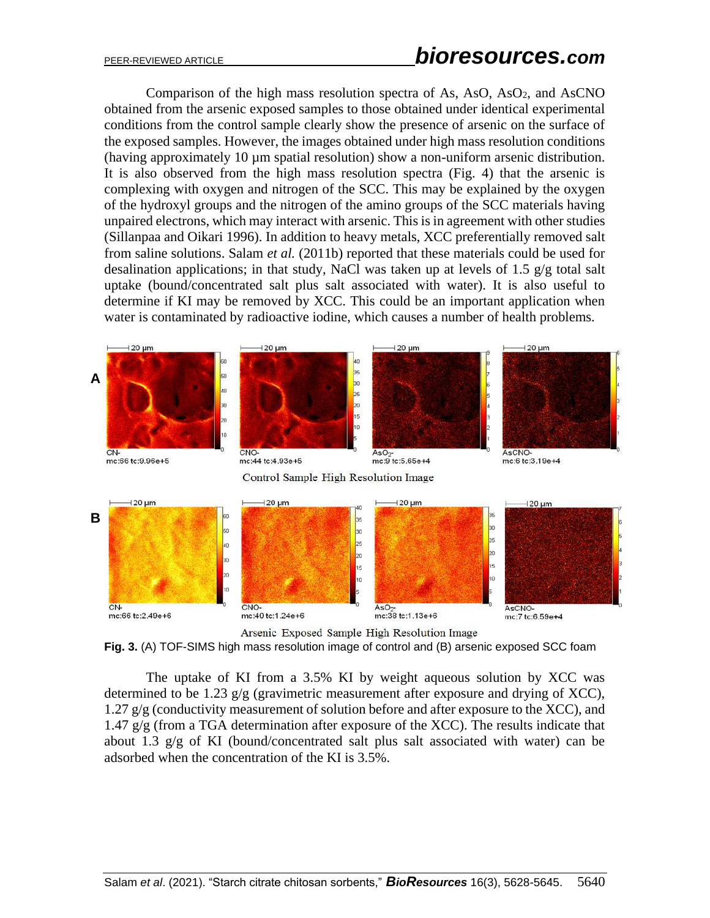Comparison of the high mass resolution spectra of As, AsO, $AsO_2$, and AsCNO obtained from the arsenic exposed samples to those obtained under identical experimental conditions from the control sample clearly show the presence of arsenic on the surface of the exposed samples. However, the images obtained under high mass resolution conditions (having approximately 10 µm spatial resolution) show a non-uniform arsenic distribution. It is also observed from the high mass resolution spectra (Fig. 4) that the arsenic is complexing with oxygen and nitrogen of the SCC. This may be explained by the oxygen of the hydroxyl groups and the nitrogen of the amino groups of the SCC materials having unpaired electrons, which may interact with arsenic. This is in agreement with other studies (Sillanpaa and Oikari 1996). In addition to heavy metals, XCC preferentially removed salt from saline solutions. Salam *et al.* (2011b) reported that these materials could be used for desalination applications; in that study, NaCl was taken up at levels of 1.5 g/g total salt uptake (bound/concentrated salt plus salt associated with water). It is also useful to determine if KI may be removed by XCC. This could be an important application when water is contaminated by radioactive iodine, which causes a number of health problems.

**Fig. 3.** (A) TOF-SIMS high mass resolution image of control and (B) arsenic exposed SCC foam

The uptake of KI from a 3.5% KI by weight aqueous solution by XCC was determined to be 1.23 g/g (gravimetric measurement after exposure and drying of XCC), 1.27 g/g (conductivity measurement of solution before and after exposure to the XCC), and 1.47 g/g (from a TGA determination after exposure of the XCC). The results indicate that about 1.3 g/g of KI (bound/concentrated salt plus salt associated with water) can be adsorbed when the concentration of the KI is 3.5%.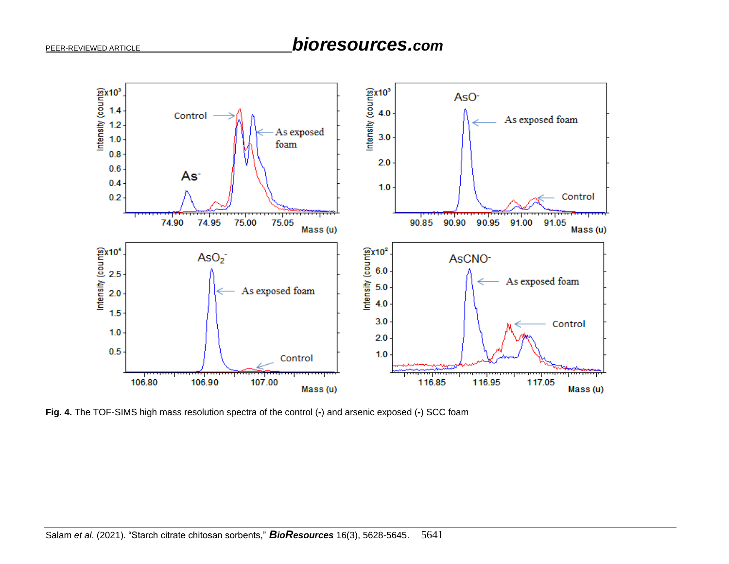**Fig. 4.** The TOF-SIMS high mass resolution spectra of the control (-) and arsenic exposed (-) SCC foam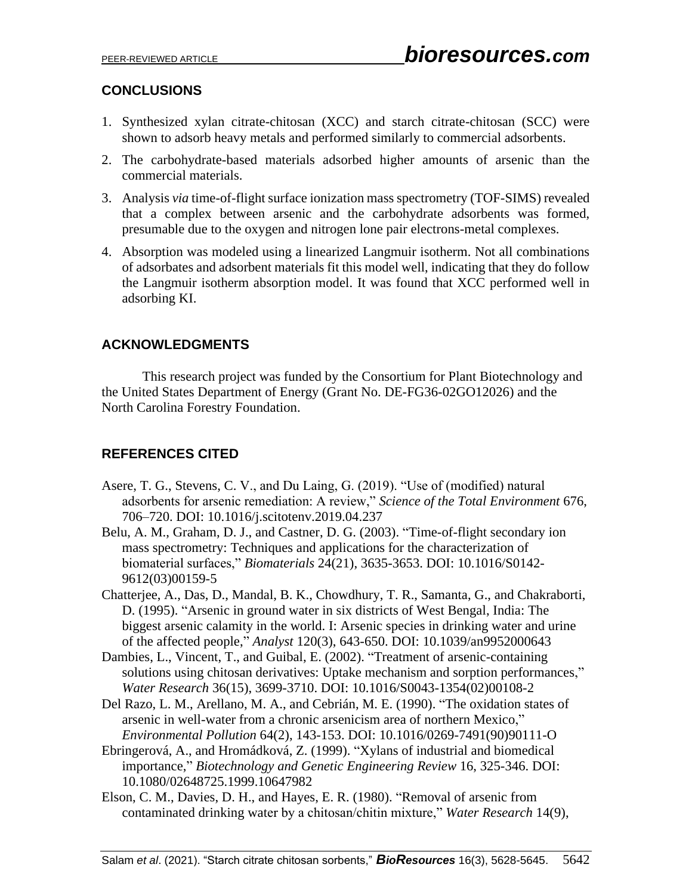## CONCLUSIONS

1. Synthesized xylan citrate-chitosan (XCC) and starch citrate-chitosan (SCC) were shown to adsorb heavy metals and performed similarly to commercial adsorbents.
2. The carbohydrate-based materials adsorbed higher amounts of arsenic than the commercial materials.
3. Analysis *via* time-of-flight surface ionization mass spectrometry (TOF-SIMS) revealed that a complex between arsenic and the carbohydrate adsorbents was formed, presumable due to the oxygen and nitrogen lone pair electrons-metal complexes.
4. Absorption was modeled using a linearized Langmuir isotherm. Not all combinations of adsorbates and adsorbent materials fit this model well, indicating that they do follow the Langmuir isotherm absorption model. It was found that XCC performed well in adsorbing KI.

## ACKNOWLEDGMENTS

This research project was funded by the Consortium for Plant Biotechnology and the United States Department of Energy (Grant No. DE-FG36-02GO12026) and the North Carolina Forestry Foundation.

## REFERENCES CITED

Asere, T. G., Stevens, C. V., and Du Laing, G. (2019). "Use of (modified) natural adsorbents for arsenic remediation: A review," *Science of the Total Environment* 676, 706–720. DOI: 10.1016/j.scitotenv.2019.04.237

Belu, A. M., Graham, D. J., and Castner, D. G. (2003). "Time-of-flight secondary ion mass spectrometry: Techniques and applications for the characterization of biomaterial surfaces," *Biomaterials* 24(21), 3635-3653. DOI: 10.1016/S0142-9612(03)00159-5

Chatterjee, A., Das, D., Mandal, B. K., Chowdhury, T. R., Samanta, G., and Chakraborti, D. (1995). "Arsenic in ground water in six districts of West Bengal, India: The biggest arsenic calamity in the world. I: Arsenic species in drinking water and urine of the affected people," *Analyst* 120(3), 643-650. DOI: 10.1039/an9952000643

Dambies, L., Vincent, T., and Guibal, E. (2002). "Treatment of arsenic-containing solutions using chitosan derivatives: Uptake mechanism and sorption performances," *Water Research* 36(15), 3699-3710. DOI: 10.1016/S0043-1354(02)00108-2

Del Razo, L. M., Arellano, M. A., and Cebrián, M. E. (1990). "The oxidation states of arsenic in well-water from a chronic arsenicism area of northern Mexico," *Environmental Pollution* 64(2), 143-153. DOI: 10.1016/0269-7491(90)90111-O

Ebringerová, A., and Hromádková, Z. (1999). "Xylans of industrial and biomedical importance," *Biotechnology and Genetic Engineering Review* 16, 325-346. DOI: 10.1080/02648725.1999.10647982

Elson, C. M., Davies, D. H., and Hayes, E. R. (1980). "Removal of arsenic from contaminated drinking water by a chitosan/chitin mixture," *Water Research* 14(9),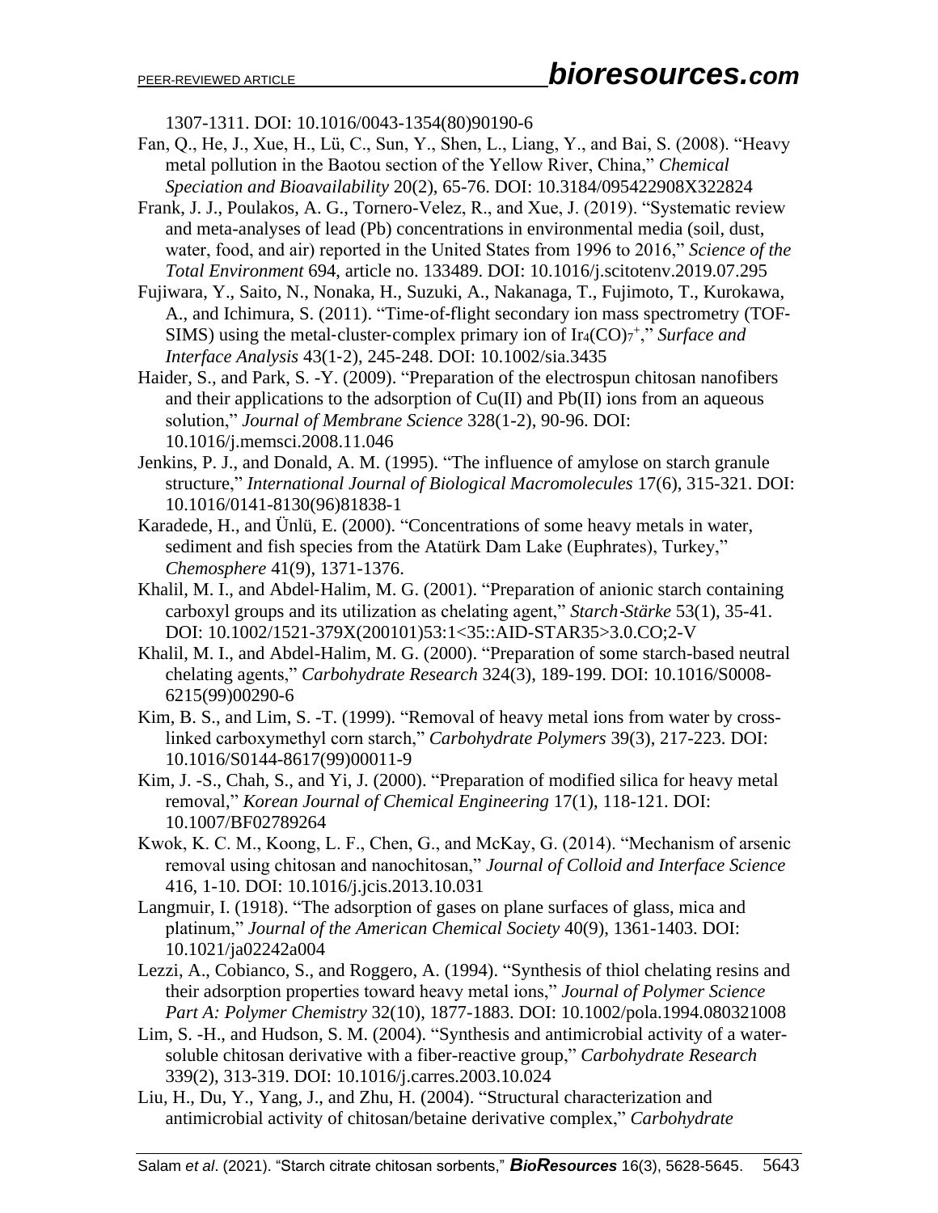1307-1311. DOI: 10.1016/0043-1354(80)90190-6

Fan, Q., He, J., Xue, H., Lü, C., Sun, Y., Shen, L., Liang, Y., and Bai, S. (2008). "Heavy metal pollution in the Baotou section of the Yellow River, China," *Chemical Speciation and Bioavailability* 20(2), 65-76. DOI: 10.3184/095422908X322824

Frank, J. J., Poulakos, A. G., Tornero-Velez, R., and Xue, J. (2019). "Systematic review and meta-analyses of lead (Pb) concentrations in environmental media (soil, dust, water, food, and air) reported in the United States from 1996 to 2016," *Science of the Total Environment* 694, article no. 133489. DOI: 10.1016/j.scitotenv.2019.07.295

Fujiwara, Y., Saito, N., Nonaka, H., Suzuki, A., Nakanaga, T., Fujimoto, T., Kurokawa, A., and Ichimura, S. (2011). "Time-of-flight secondary ion mass spectrometry (TOF-SIMS) using the metal-cluster-complex primary ion of $Ir_4(CO)_7^+$," *Surface and Interface Analysis* 43(1-2), 245-248. DOI: 10.1002/sia.3435

Haider, S., and Park, S. -Y. (2009). "Preparation of the electrospun chitosan nanofibers and their applications to the adsorption of Cu(II) and Pb(II) ions from an aqueous solution," *Journal of Membrane Science* 328(1-2), 90-96. DOI: 10.1016/j.memsci.2008.11.046

Jenkins, P. J., and Donald, A. M. (1995). "The influence of amylose on starch granule structure," *International Journal of Biological Macromolecules* 17(6), 315-321. DOI: 10.1016/0141-8130(96)81838-1

Karadede, H., and Ünlü, E. (2000). "Concentrations of some heavy metals in water, sediment and fish species from the Atatürk Dam Lake (Euphrates), Turkey," *Chemosphere* 41(9), 1371-1376.

Khalil, M. I., and Abdel-Halim, M. G. (2001). "Preparation of anionic starch containing carboxyl groups and its utilization as chelating agent," *Starch-Stärke* 53(1), 35-41. DOI: 10.1002/1521-379X(200101)53:1<35::AID-STAR35>3.0.CO;2-V

Khalil, M. I., and Abdel-Halim, M. G. (2000). "Preparation of some starch-based neutral chelating agents," *Carbohydrate Research* 324(3), 189-199. DOI: 10.1016/S0008-6215(99)00290-6

Kim, B. S., and Lim, S. -T. (1999). "Removal of heavy metal ions from water by cross-linked carboxymethyl corn starch," *Carbohydrate Polymers* 39(3), 217-223. DOI: 10.1016/S0144-8617(99)00011-9

Kim, J. -S., Chah, S., and Yi, J. (2000). "Preparation of modified silica for heavy metal removal," *Korean Journal of Chemical Engineering* 17(1), 118-121. DOI: 10.1007/BF02789264

Kwok, K. C. M., Koong, L. F., Chen, G., and McKay, G. (2014). "Mechanism of arsenic removal using chitosan and nanochitosan," *Journal of Colloid and Interface Science* 416, 1-10. DOI: 10.1016/j.jcis.2013.10.031

Langmuir, I. (1918). "The adsorption of gases on plane surfaces of glass, mica and platinum," *Journal of the American Chemical Society* 40(9), 1361-1403. DOI: 10.1021/ja02242a004

Lezzi, A., Cobianco, S., and Roggero, A. (1994). "Synthesis of thiol chelating resins and their adsorption properties toward heavy metal ions," *Journal of Polymer Science Part A: Polymer Chemistry* 32(10), 1877-1883. DOI: 10.1002/pola.1994.080321008

Lim, S. -H., and Hudson, S. M. (2004). "Synthesis and antimicrobial activity of a water-soluble chitosan derivative with a fiber-reactive group," *Carbohydrate Research* 339(2), 313-319. DOI: 10.1016/j.carres.2003.10.024

Liu, H., Du, Y., Yang, J., and Zhu, H. (2004). "Structural characterization and antimicrobial activity of chitosan/betaine derivative complex," *Carbohydrate*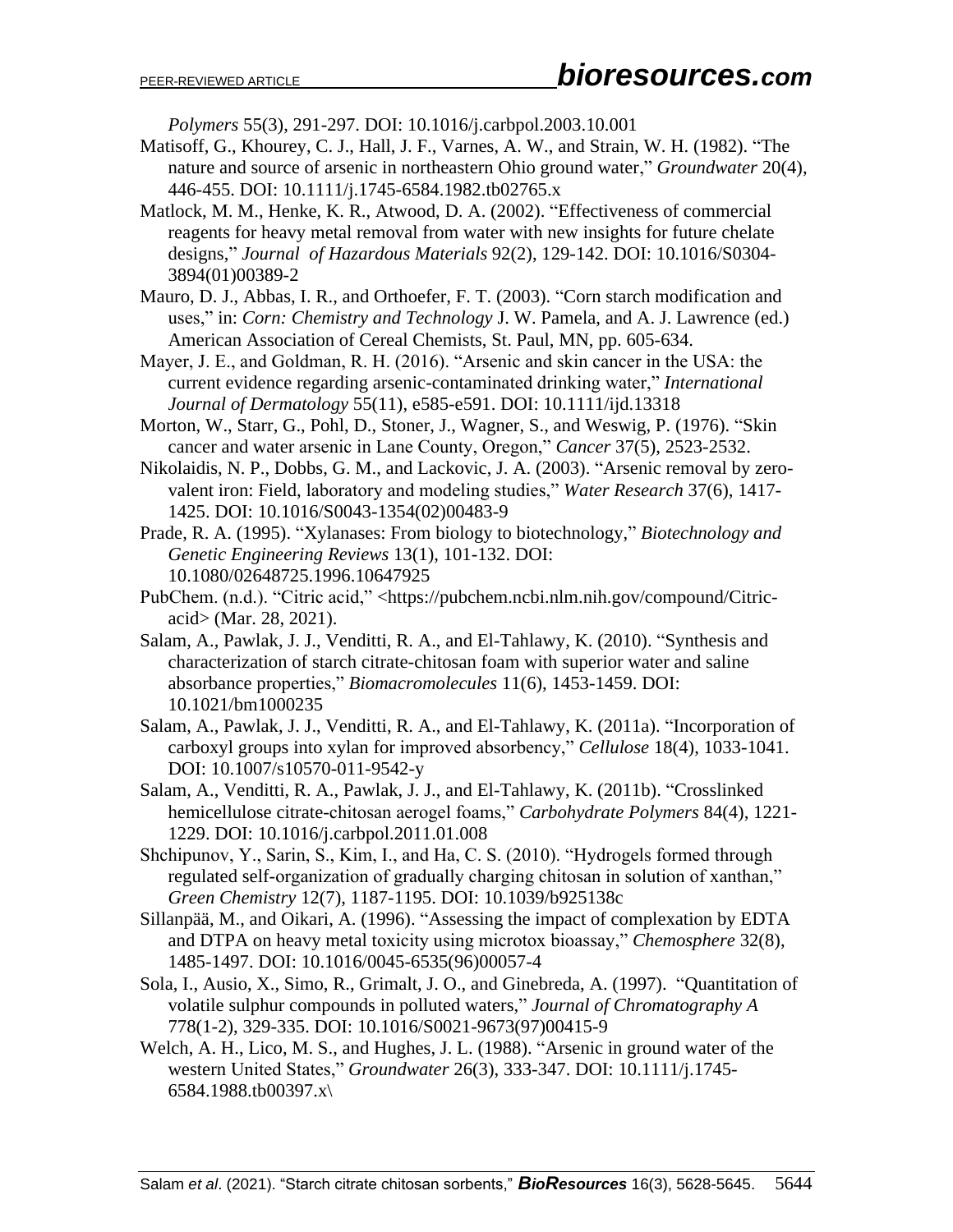*Polymers* 55(3), 291-297. DOI: 10.1016/j.carbpol.2003.10.001

Matisoff, G., Khourey, C. J., Hall, J. F., Varnes, A. W., and Strain, W. H. (1982). "The nature and source of arsenic in northeastern Ohio ground water," *Groundwater* 20(4), 446-455. DOI: 10.1111/j.1745-6584.1982.tb02765.x

Matlock, M. M., Henke, K. R., Atwood, D. A. (2002). "Effectiveness of commercial reagents for heavy metal removal from water with new insights for future chelate designs," *Journal of Hazardous Materials* 92(2), 129-142. DOI: 10.1016/S0304-3894(01)00389-2

Mauro, D. J., Abbas, I. R., and Orthoefer, F. T. (2003). "Corn starch modification and uses," in: *Corn: Chemistry and Technology* J. W. Pamela, and A. J. Lawrence (ed.) American Association of Cereal Chemists, St. Paul, MN, pp. 605-634.

Mayer, J. E., and Goldman, R. H. (2016). "Arsenic and skin cancer in the USA: the current evidence regarding arsenic-contaminated drinking water," *International Journal of Dermatology* 55(11), e585-e591. DOI: 10.1111/ijd.13318

Morton, W., Starr, G., Pohl, D., Stoner, J., Wagner, S., and Weswig, P. (1976). "Skin cancer and water arsenic in Lane County, Oregon," *Cancer* 37(5), 2523-2532.

Nikolaidis, N. P., Dobbs, G. M., and Lackovic, J. A. (2003). "Arsenic removal by zero-valent iron: Field, laboratory and modeling studies," *Water Research* 37(6), 1417-1425. DOI: 10.1016/S0043-1354(02)00483-9

Prade, R. A. (1995). "Xylanases: From biology to biotechnology," *Biotechnology and Genetic Engineering Reviews* 13(1), 101-132. DOI: 10.1080/02648725.1996.10647925

PubChem. (n.d.). "Citric acid," <https://pubchem.ncbi.nlm.nih.gov/compound/Citric-acid> (Mar. 28, 2021).

Salam, A., Pawlak, J. J., Venditti, R. A., and El-Tahlawy, K. (2010). "Synthesis and characterization of starch citrate-chitosan foam with superior water and saline absorbance properties," *Biomacromolecules* 11(6), 1453-1459. DOI: 10.1021/bm1000235

Salam, A., Pawlak, J. J., Venditti, R. A., and El-Tahlawy, K. (2011a). "Incorporation of carboxyl groups into xylan for improved absorbency," *Cellulose* 18(4), 1033-1041. DOI: 10.1007/s10570-011-9542-y

Salam, A., Venditti, R. A., Pawlak, J. J., and El-Tahlawy, K. (2011b). "Crosslinked hemicellulose citrate-chitosan aerogel foams," *Carbohydrate Polymers* 84(4), 1221-1229. DOI: 10.1016/j.carbpol.2011.01.008

Shchipunov, Y., Sarin, S., Kim, I., and Ha, C. S. (2010). "Hydrogels formed through regulated self-organization of gradually charging chitosan in solution of xanthan," *Green Chemistry* 12(7), 1187-1195. DOI: 10.1039/b925138c

Sillanpää, M., and Oikari, A. (1996). "Assessing the impact of complexation by EDTA and DTPA on heavy metal toxicity using microtox bioassay," *Chemosphere* 32(8), 1485-1497. DOI: 10.1016/0045-6535(96)00057-4

Sola, I., Ausio, X., Simo, R., Grimalt, J. O., and Ginebreda, A. (1997). "Quantitation of volatile sulphur compounds in polluted waters," *Journal of Chromatography A* 778(1-2), 329-335. DOI: 10.1016/S0021-9673(97)00415-9

Welch, A. H., Lico, M. S., and Hughes, J. L. (1988). "Arsenic in ground water of the western United States," *Groundwater* 26(3), 333-347. DOI: 10.1111/j.1745-6584.1988.tb00397.x\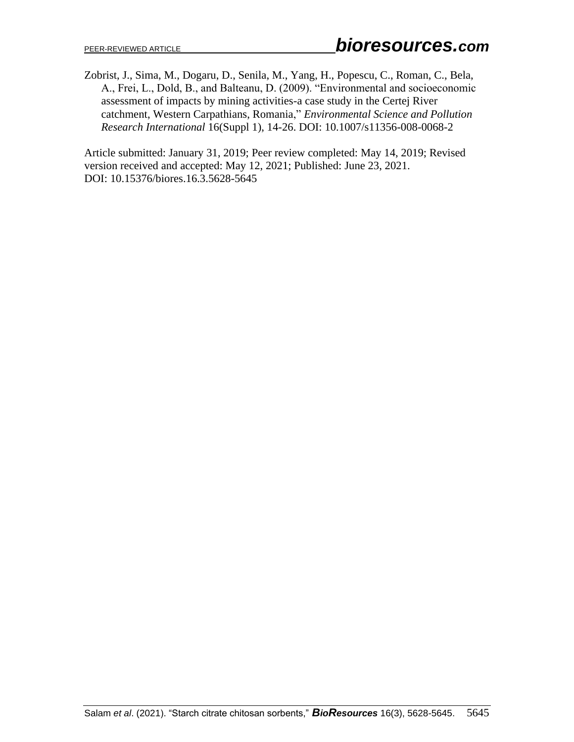Zobrist, J., Sima, M., Dogaru, D., Senila, M., Yang, H., Popescu, C., Roman, C., Bela, A., Frei, L., Dold, B., and Balteanu, D. (2009). "Environmental and socioeconomic assessment of impacts by mining activities-a case study in the Certej River catchment, Western Carpathians, Romania," *Environmental Science and Pollution Research International* 16(Suppl 1), 14-26. DOI: 10.1007/s11356-008-0068-2

Article submitted: January 31, 2019; Peer review completed: May 14, 2019; Revised version received and accepted: May 12, 2021; Published: June 23, 2021.
DOI: 10.15376/biores.16.3.5628-5645